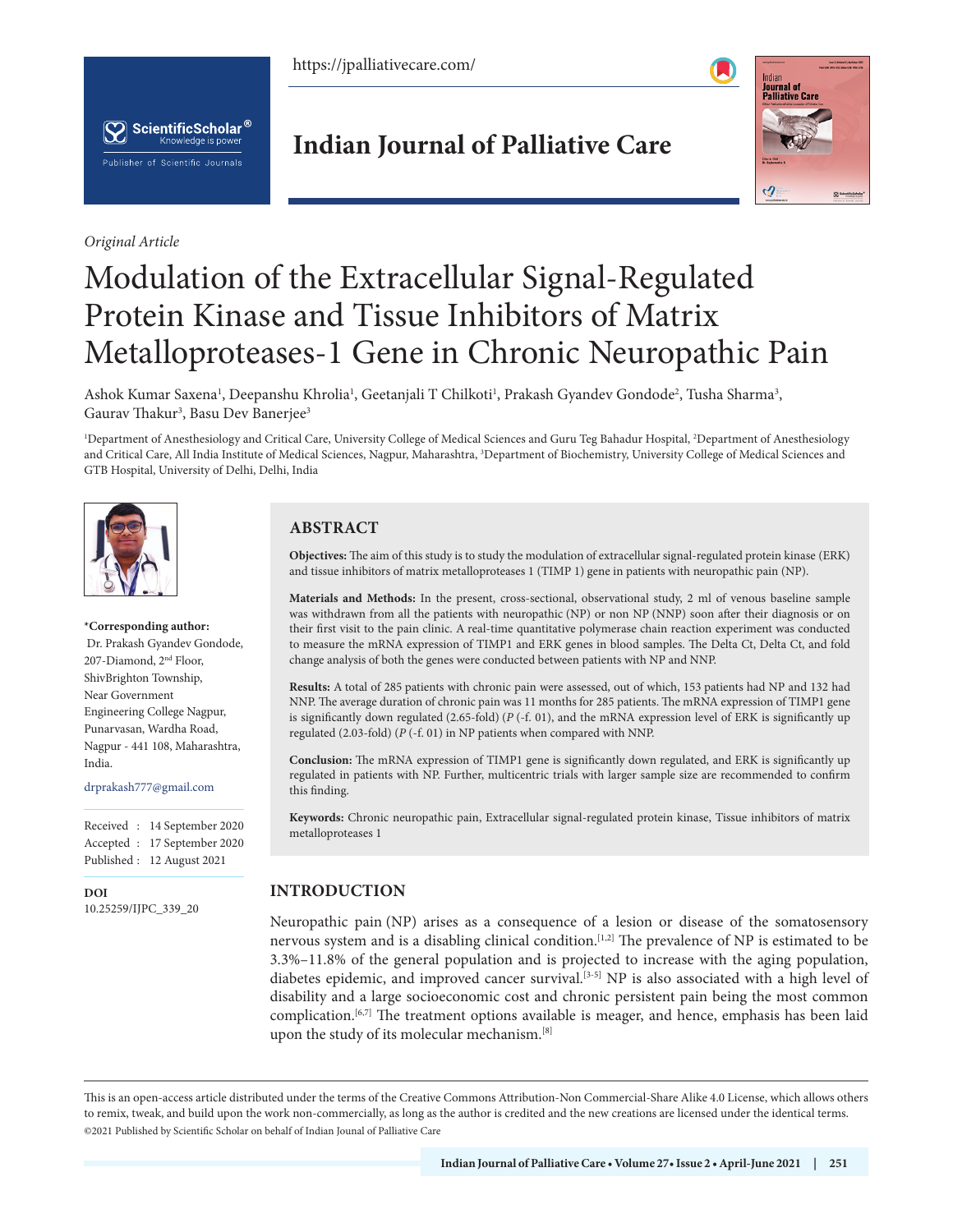*Original Article*

# Modulation of the Extracellular Signal-Regulated Protein Kinase and Tissue Inhibitors of Matrix Metalloproteases-1 Gene in Chronic Neuropathic Pain

Ashok Kumar Saxena[1], Deepanshu Khrolia[1], Geetanjali T Chilkoti[1], Prakash Gyandev Gondode[2], Tusha Sharma[3], Gaurav Thakur[3], Basu Dev Banerjee[3]

[1]Department of Anesthesiology and Critical Care, University College of Medical Sciences and Guru Teg Bahadur Hospital, [2]Department of Anesthesiology and Critical Care, All India Institute of Medical Sciences, Nagpur, Maharashtra, [3]Department of Biochemistry, University College of Medical Sciences and GTB Hospital, University of Delhi, Delhi, India

**\*Corresponding author:**
Dr. Prakash Gyandev Gondode, 207-Diamond, 2nd Floor, ShivBrighton Township, Near Government Engineering College Nagpur, Punarvasan, Wardha Road, Nagpur - 441 108, Maharashtra, India.

drprakash777@gmail.com

Received : 14 September 2020
Accepted : 17 September 2020
Published : 12 August 2021

**DOI**
10.25259/IJPC_339_20

## ABSTRACT

**Objectives:** The aim of this study is to study the modulation of extracellular signal-regulated protein kinase (ERK) and tissue inhibitors of matrix metalloproteases 1 (TIMP 1) gene in patients with neuropathic pain (NP).

**Materials and Methods:** In the present, cross-sectional, observational study, 2 ml of venous baseline sample was withdrawn from all the patients with neuropathic (NP) or non NP (NNP) soon after their diagnosis or on their first visit to the pain clinic. A real-time quantitative polymerase chain reaction experiment was conducted to measure the mRNA expression of TIMP1 and ERK genes in blood samples. The Delta Ct, Delta Ct, and fold change analysis of both the genes were conducted between patients with NP and NNP.

**Results:** A total of 285 patients with chronic pain were assessed, out of which, 153 patients had NP and 132 had NNP. The average duration of chronic pain was 11 months for 285 patients. The mRNA expression of TIMP1 gene is significantly down regulated (2.65-fold) (*P* (-f. 01), and the mRNA expression level of ERK is significantly up regulated (2.03-fold) (*P* (-f. 01) in NP patients when compared with NNP.

**Conclusion:** The mRNA expression of TIMP1 gene is significantly down regulated, and ERK is significantly up regulated in patients with NP. Further, multicentric trials with larger sample size are recommended to confirm this finding.

**Keywords:** Chronic neuropathic pain, Extracellular signal-regulated protein kinase, Tissue inhibitors of matrix metalloproteases 1

## INTRODUCTION

Neuropathic pain (NP) arises as a consequence of a lesion or disease of the somatosensory nervous system and is a disabling clinical condition.[1,2] The prevalence of NP is estimated to be 3.3%–11.8% of the general population and is projected to increase with the aging population, diabetes epidemic, and improved cancer survival.[3-5] NP is also associated with a high level of disability and a large socioeconomic cost and chronic persistent pain being the most common complication.[6,7] The treatment options available is meager, and hence, emphasis has been laid upon the study of its molecular mechanism.[8]

This is an open-access article distributed under the terms of the Creative Commons Attribution-Non Commercial-Share Alike 4.0 License, which allows others to remix, tweak, and build upon the work non-commercially, as long as the author is credited and the new creations are licensed under the identical terms.
©2021 Published by Scientific Scholar on behalf of Indian Jounal of Palliative Care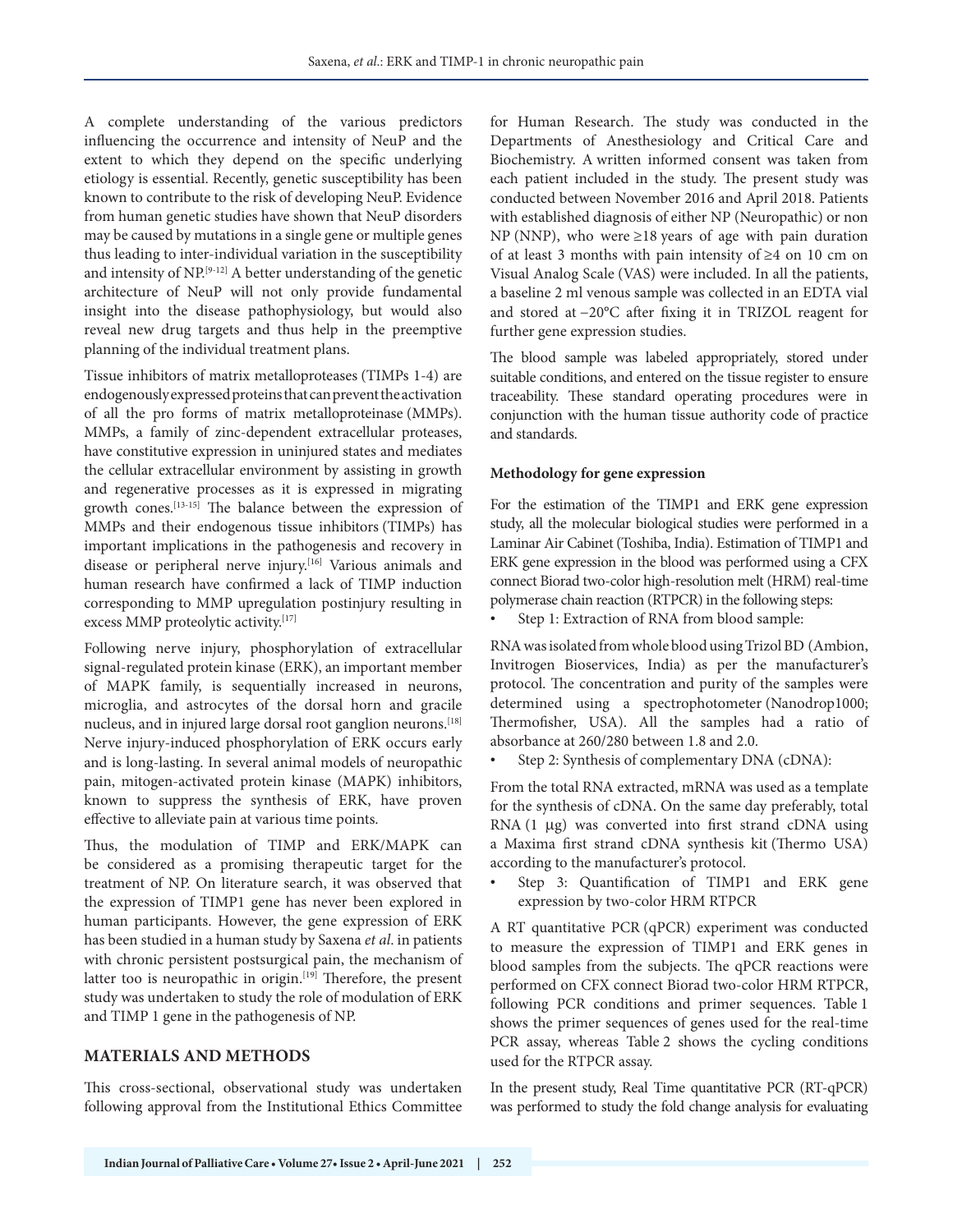A complete understanding of the various predictors influencing the occurrence and intensity of NeuP and the extent to which they depend on the specific underlying etiology is essential. Recently, genetic susceptibility has been known to contribute to the risk of developing NeuP. Evidence from human genetic studies have shown that NeuP disorders may be caused by mutations in a single gene or multiple genes thus leading to inter-individual variation in the susceptibility and intensity of NP.[9-12] A better understanding of the genetic architecture of NeuP will not only provide fundamental insight into the disease pathophysiology, but would also reveal new drug targets and thus help in the preemptive planning of the individual treatment plans.

Tissue inhibitors of matrix metalloproteases (TIMPs 1-4) are endogenously expressed proteins that can prevent the activation of all the pro forms of matrix metalloproteinase (MMPs). MMPs, a family of zinc-dependent extracellular proteases, have constitutive expression in uninjured states and mediates the cellular extracellular environment by assisting in growth and regenerative processes as it is expressed in migrating growth cones.[13-15] The balance between the expression of MMPs and their endogenous tissue inhibitors (TIMPs) has important implications in the pathogenesis and recovery in disease or peripheral nerve injury.[16] Various animals and human research have confirmed a lack of TIMP induction corresponding to MMP upregulation postinjury resulting in excess MMP proteolytic activity.[17]

Following nerve injury, phosphorylation of extracellular signal-regulated protein kinase (ERK), an important member of MAPK family, is sequentially increased in neurons, microglia, and astrocytes of the dorsal horn and gracile nucleus, and in injured large dorsal root ganglion neurons.[18] Nerve injury-induced phosphorylation of ERK occurs early and is long-lasting. In several animal models of neuropathic pain, mitogen-activated protein kinase (MAPK) inhibitors, known to suppress the synthesis of ERK, have proven effective to alleviate pain at various time points.

Thus, the modulation of TIMP and ERK/MAPK can be considered as a promising therapeutic target for the treatment of NP. On literature search, it was observed that the expression of TIMP1 gene has never been explored in human participants. However, the gene expression of ERK has been studied in a human study by Saxena *et al*. in patients with chronic persistent postsurgical pain, the mechanism of latter too is neuropathic in origin.[19] Therefore, the present study was undertaken to study the role of modulation of ERK and TIMP 1 gene in the pathogenesis of NP.

## MATERIALS AND METHODS

This cross-sectional, observational study was undertaken following approval from the Institutional Ethics Committee for Human Research. The study was conducted in the Departments of Anesthesiology and Critical Care and Biochemistry. A written informed consent was taken from each patient included in the study. The present study was conducted between November 2016 and April 2018. Patients with established diagnosis of either NP (Neuropathic) or non NP (NNP), who were ≥18 years of age with pain duration of at least 3 months with pain intensity of ≥4 on 10 cm on Visual Analog Scale (VAS) were included. In all the patients, a baseline 2 ml venous sample was collected in an EDTA vial and stored at −20°C after fixing it in TRIZOL reagent for further gene expression studies.

The blood sample was labeled appropriately, stored under suitable conditions, and entered on the tissue register to ensure traceability. These standard operating procedures were in conjunction with the human tissue authority code of practice and standards.

### Methodology for gene expression

For the estimation of the TIMP1 and ERK gene expression study, all the molecular biological studies were performed in a Laminar Air Cabinet (Toshiba, India). Estimation of TIMP1 and ERK gene expression in the blood was performed using a CFX connect Biorad two-color high-resolution melt (HRM) real-time polymerase chain reaction (RTPCR) in the following steps:

- Step 1: Extraction of RNA from blood sample:

RNA was isolated from whole blood using Trizol BD (Ambion, Invitrogen Bioservices, India) as per the manufacturer's protocol. The concentration and purity of the samples were determined using a spectrophotometer (Nanodrop1000; Thermofisher, USA). All the samples had a ratio of absorbance at 260/280 between 1.8 and 2.0.

- Step 2: Synthesis of complementary DNA (cDNA):

From the total RNA extracted, mRNA was used as a template for the synthesis of cDNA. On the same day preferably, total RNA (1 μg) was converted into first strand cDNA using a Maxima first strand cDNA synthesis kit (Thermo USA) according to the manufacturer's protocol.

- Step 3: Quantification of TIMP1 and ERK gene expression by two-color HRM RTPCR

A RT quantitative PCR (qPCR) experiment was conducted to measure the expression of TIMP1 and ERK genes in blood samples from the subjects. The qPCR reactions were performed on CFX connect Biorad two-color HRM RTPCR, following PCR conditions and primer sequences. Table 1 shows the primer sequences of genes used for the real-time PCR assay, whereas Table 2 shows the cycling conditions used for the RTPCR assay.

In the present study, Real Time quantitative PCR (RT-qPCR) was performed to study the fold change analysis for evaluating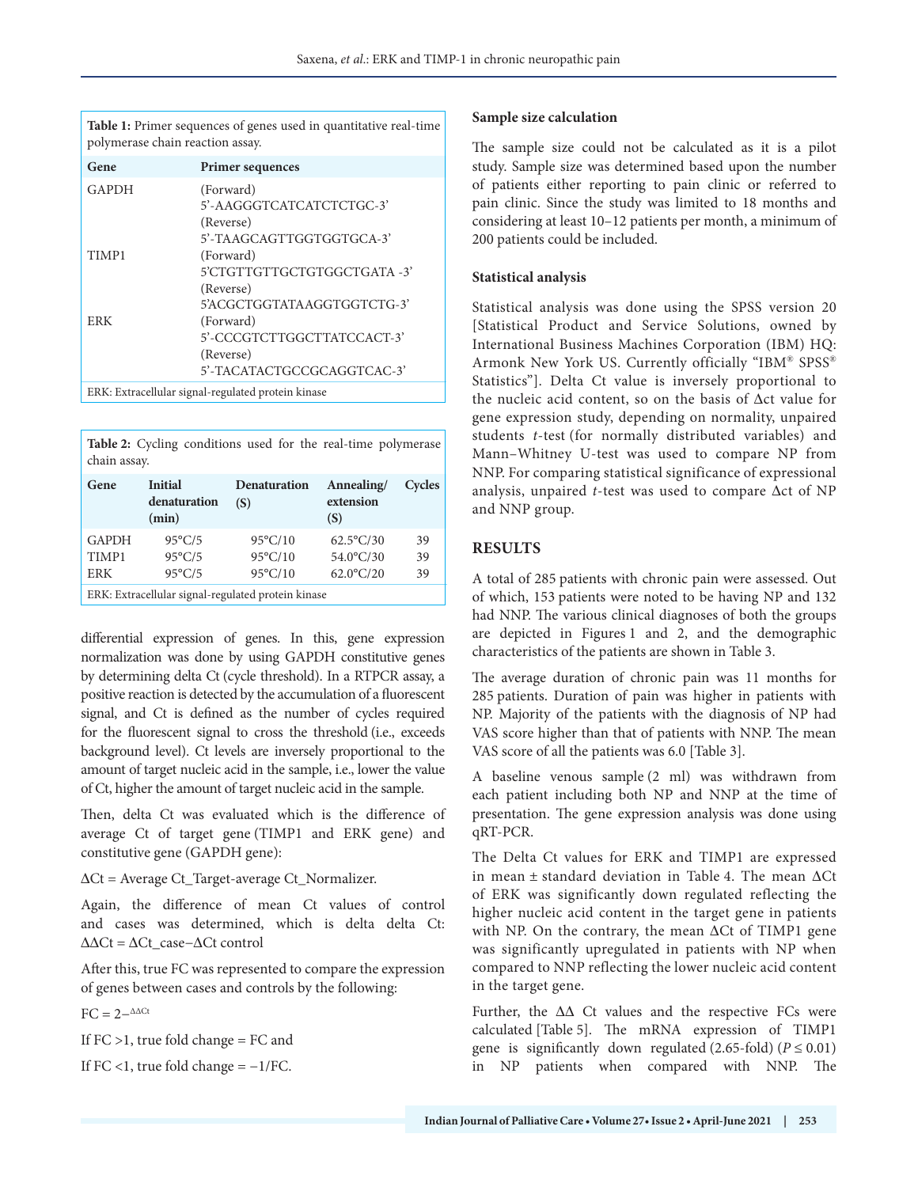**Table 1:** Primer sequences of genes used in quantitative real-time polymerase chain reaction assay.

| Gene | Primer sequences |
|---|---|
| GAPDH | (Forward) 5'-AAGGGTCATCATCTCTGC-3' (Reverse) 5'-TAAGCAGTTGGTGGTGCA-3' |
| TIMP1 | (Forward) 5'CTGTTGTTGCTGTGGCTGATA -3' (Reverse) 5'ACGCTGGTATAAGGTGGTCTG-3' |
| ERK | (Forward) 5'-CCCGTCTTGGCTTATCCACT-3' (Reverse) 5'-TACATACTGCCGCAGGTCAC-3' |

ERK: Extracellular signal-regulated protein kinase

**Table 2:** Cycling conditions used for the real-time polymerase chain assay.

| Gene | Initial denaturation (min) | Denaturation (S) | Annealing/ extension (S) | Cycles |
|---|---|---|---|---|
| GAPDH | 95°C/5 | 95°C/10 | 62.5°C/30 | 39 |
| TIMP1 | 95°C/5 | 95°C/10 | 54.0°C/30 | 39 |
| ERK | 95°C/5 | 95°C/10 | 62.0°C/20 | 39 |

ERK: Extracellular signal-regulated protein kinase

differential expression of genes. In this, gene expression normalization was done by using GAPDH constitutive genes by determining delta Ct (cycle threshold). In a RTPCR assay, a positive reaction is detected by the accumulation of a fluorescent signal, and Ct is defined as the number of cycles required for the fluorescent signal to cross the threshold (i.e., exceeds background level). Ct levels are inversely proportional to the amount of target nucleic acid in the sample, i.e., lower the value of Ct, higher the amount of target nucleic acid in the sample.

Then, delta Ct was evaluated which is the difference of average Ct of target gene (TIMP1 and ERK gene) and constitutive gene (GAPDH gene):

$\Delta Ct$ = Average Ct_Target-average Ct_Normalizer.

Again, the difference of mean Ct values of control and cases was determined, which is delta delta Ct: $\Delta\Delta Ct = \Delta Ct\_case - \Delta Ct\ control$

After this, true FC was represented to compare the expression of genes between cases and controls by the following:

$FC = 2^{-\Delta\Delta Ct}$

If FC >1, true fold change = FC and

If FC <1, true fold change = −1/FC.

### Sample size calculation

The sample size could not be calculated as it is a pilot study. Sample size was determined based upon the number of patients either reporting to pain clinic or referred to pain clinic. Since the study was limited to 18 months and considering at least 10–12 patients per month, a minimum of 200 patients could be included.

### Statistical analysis

Statistical analysis was done using the SPSS version 20 [Statistical Product and Service Solutions, owned by International Business Machines Corporation (IBM) HQ: Armonk New York US. Currently officially "IBM® SPSS® Statistics"]. Delta Ct value is inversely proportional to the nucleic acid content, so on the basis of Δct value for gene expression study, depending on normality, unpaired students *t*-test (for normally distributed variables) and Mann–Whitney U-test was used to compare NP from NNP. For comparing statistical significance of expressional analysis, unpaired *t*-test was used to compare Δct of NP and NNP group.

## RESULTS

A total of 285 patients with chronic pain were assessed. Out of which, 153 patients were noted to be having NP and 132 had NNP. The various clinical diagnoses of both the groups are depicted in Figures 1 and 2, and the demographic characteristics of the patients are shown in Table 3.

The average duration of chronic pain was 11 months for 285 patients. Duration of pain was higher in patients with NP. Majority of the patients with the diagnosis of NP had VAS score higher than that of patients with NNP. The mean VAS score of all the patients was 6.0 [Table 3].

A baseline venous sample (2 ml) was withdrawn from each patient including both NP and NNP at the time of presentation. The gene expression analysis was done using qRT-PCR.

The Delta Ct values for ERK and TIMP1 are expressed in mean ± standard deviation in Table 4. The mean ΔCt of ERK was significantly down regulated reflecting the higher nucleic acid content in the target gene in patients with NP. On the contrary, the mean ΔCt of TIMP1 gene was significantly upregulated in patients with NP when compared to NNP reflecting the lower nucleic acid content in the target gene.

Further, the ΔΔ Ct values and the respective FCs were calculated [Table 5]. The mRNA expression of TIMP1 gene is significantly down regulated (2.65-fold) ($P \leq 0.01$) in NP patients when compared with NNP. The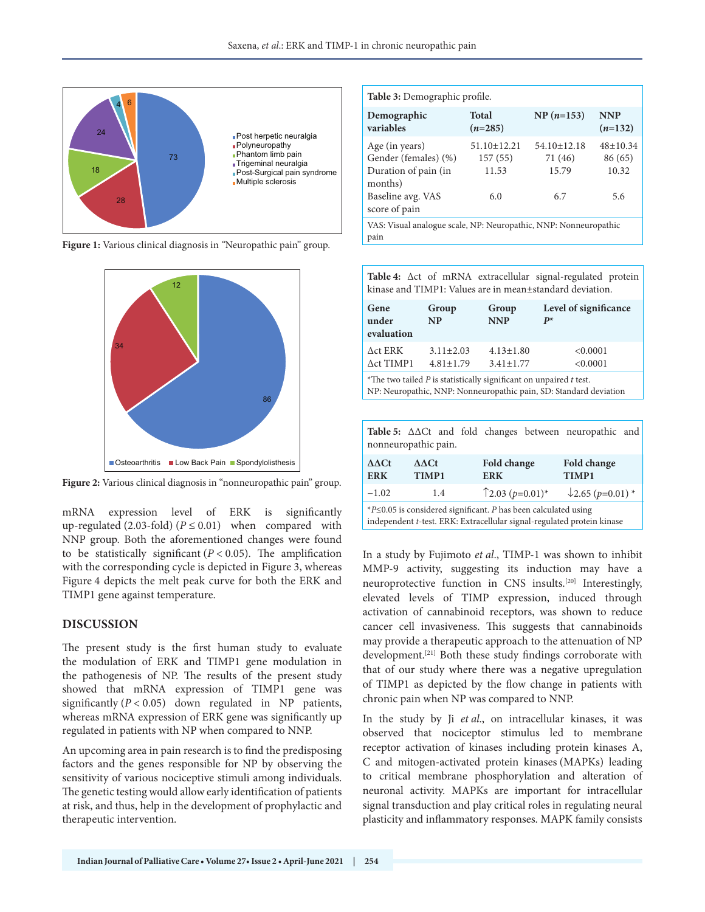Figure 1: Various clinical diagnosis in "Neuropathic pain" group.

Figure 2: Various clinical diagnosis in "nonneuropathic pain" group.

mRNA expression level of ERK is significantly up-regulated (2.03-fold) ($P \leq 0.01$) when compared with NNP group. Both the aforementioned changes were found to be statistically significant ($P < 0.05$). The amplification with the corresponding cycle is depicted in Figure 3, whereas Figure 4 depicts the melt peak curve for both the ERK and TIMP1 gene against temperature.

## DISCUSSION

The present study is the first human study to evaluate the modulation of ERK and TIMP1 gene modulation in the pathogenesis of NP. The results of the present study showed that mRNA expression of TIMP1 gene was significantly ($P < 0.05$) down regulated in NP patients, whereas mRNA expression of ERK gene was significantly up regulated in patients with NP when compared to NNP.

An upcoming area in pain research is to find the predisposing factors and the genes responsible for NP by observing the sensitivity of various nociceptive stimuli among individuals. The genetic testing would allow early identification of patients at risk, and thus, help in the development of prophylactic and therapeutic intervention.

**Table 3:** Demographic profile.

| Demographic variables | Total ($n$=285) | NP ($n$=153) | NNP ($n$=132) |
|---|---|---|---|
| Age (in years) | 51.10±12.21 | 54.10±12.18 | 48±10.34 |
| Gender (females) (%) | 157 (55) | 71 (46) | 86 (65) |
| Duration of pain (in months) | 11.53 | 15.79 | 10.32 |
| Baseline avg. VAS score of pain | 6.0 | 6.7 | 5.6 |

VAS: Visual analogue scale, NP: Neuropathic, NNP: Nonneuropathic pain

**Table 4:** Δct of mRNA extracellular signal-regulated protein kinase and TIMP1: Values are in mean±standard deviation.

| Gene under evaluation | Group NP | Group NNP | Level of significance $P$* |
|---|---|---|---|
| Δct ERK | 3.11±2.03 | 4.13±1.80 | <0.0001 |
| Δct TIMP1 | 4.81±1.79 | 3.41±1.77 | <0.0001 |

*The two tailed $P$ is statistically significant on unpaired $t$ test.
NP: Neuropathic, NNP: Nonneuropathic pain, SD: Standard deviation

**Table 5:** ΔΔCt and fold changes between neuropathic and nonneuropathic pain.

| ΔΔCt ERK | ΔΔCt TIMP1 | Fold change ERK | Fold change TIMP1 |
|---|---|---|---|
| −1.02 | 1.4 | ↑2.03 ($p$=0.01)* | ↓2.65 ($p$=0.01) * |

*$P$≤0.05 is considered significant. $P$ has been calculated using independent $t$-test. ERK: Extracellular signal-regulated protein kinase

In a study by Fujimoto *et al*., TIMP-1 was shown to inhibit MMP-9 activity, suggesting its induction may have a neuroprotective function in CNS insults.[20] Interestingly, elevated levels of TIMP expression, induced through activation of cannabinoid receptors, was shown to reduce cancer cell invasiveness. This suggests that cannabinoids may provide a therapeutic approach to the attenuation of NP development.[21] Both these study findings corroborate with that of our study where there was a negative upregulation of TIMP1 as depicted by the flow change in patients with chronic pain when NP was compared to NNP.

In the study by Ji *et al*., on intracellular kinases, it was observed that nociceptor stimulus led to membrane receptor activation of kinases including protein kinases A, C and mitogen-activated protein kinases (MAPKs) leading to critical membrane phosphorylation and alteration of neuronal activity. MAPKs are important for intracellular signal transduction and play critical roles in regulating neural plasticity and inflammatory responses. MAPK family consists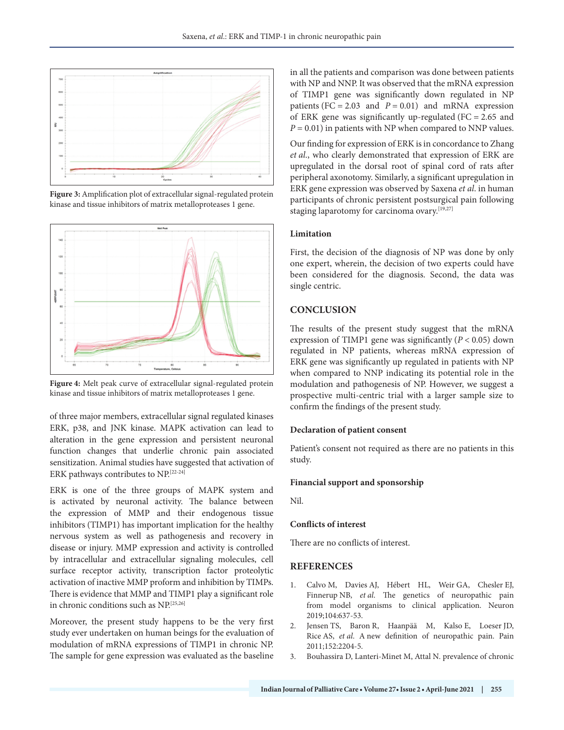**Figure 3:** Amplification plot of extracellular signal-regulated protein kinase and tissue inhibitors of matrix metalloproteases 1 gene.

**Figure 4:** Melt peak curve of extracellular signal-regulated protein kinase and tissue inhibitors of matrix metalloproteases 1 gene.

of three major members, extracellular signal regulated kinases ERK, p38, and JNK kinase. MAPK activation can lead to alteration in the gene expression and persistent neuronal function changes that underlie chronic pain associated sensitization. Animal studies have suggested that activation of ERK pathways contributes to NP.[22-24]

ERK is one of the three groups of MAPK system and is activated by neuronal activity. The balance between the expression of MMP and their endogenous tissue inhibitors (TIMP1) has important implication for the healthy nervous system as well as pathogenesis and recovery in disease or injury. MMP expression and activity is controlled by intracellular and extracellular signaling molecules, cell surface receptor activity, transcription factor proteolytic activation of inactive MMP proform and inhibition by TIMPs. There is evidence that MMP and TIMP1 play a significant role in chronic conditions such as NP.[25,26]

Moreover, the present study happens to be the very first study ever undertaken on human beings for the evaluation of modulation of mRNA expressions of TIMP1 in chronic NP. The sample for gene expression was evaluated as the baseline in all the patients and comparison was done between patients with NP and NNP. It was observed that the mRNA expression of TIMP1 gene was significantly down regulated in NP patients (FC = 2.03 and $P = 0.01$) and mRNA expression of ERK gene was significantly up-regulated (FC = 2.65 and $P = 0.01$) in patients with NP when compared to NNP values.

Our finding for expression of ERK is in concordance to Zhang *et al*., who clearly demonstrated that expression of ERK are upregulated in the dorsal root of spinal cord of rats after peripheral axonotomy. Similarly, a significant upregulation in ERK gene expression was observed by Saxena *et al*. in human participants of chronic persistent postsurgical pain following staging laparotomy for carcinoma ovary.[19,27]

### Limitation

First, the decision of the diagnosis of NP was done by only one expert, wherein, the decision of two experts could have been considered for the diagnosis. Second, the data was single centric.

## CONCLUSION

The results of the present study suggest that the mRNA expression of TIMP1 gene was significantly ($P < 0.05$) down regulated in NP patients, whereas mRNA expression of ERK gene was significantly up regulated in patients with NP when compared to NNP indicating its potential role in the modulation and pathogenesis of NP. However, we suggest a prospective multi-centric trial with a larger sample size to confirm the findings of the present study.

### Declaration of patient consent

Patient's consent not required as there are no patients in this study.

### Financial support and sponsorship

Nil.

### Conflicts of interest

There are no conflicts of interest.

## REFERENCES

1. Calvo M, Davies AJ, Hébert HL, Weir GA, Chesler EJ, Finnerup NB, *et al*. The genetics of neuropathic pain from model organisms to clinical application. Neuron 2019;104:637-53.
2. Jensen TS, Baron R, Haanpää M, Kalso E, Loeser JD, Rice AS, *et al.* A new definition of neuropathic pain. Pain 2011;152:2204-5.
3. Bouhassira D, Lanteri-Minet M, Attal N. prevalence of chronic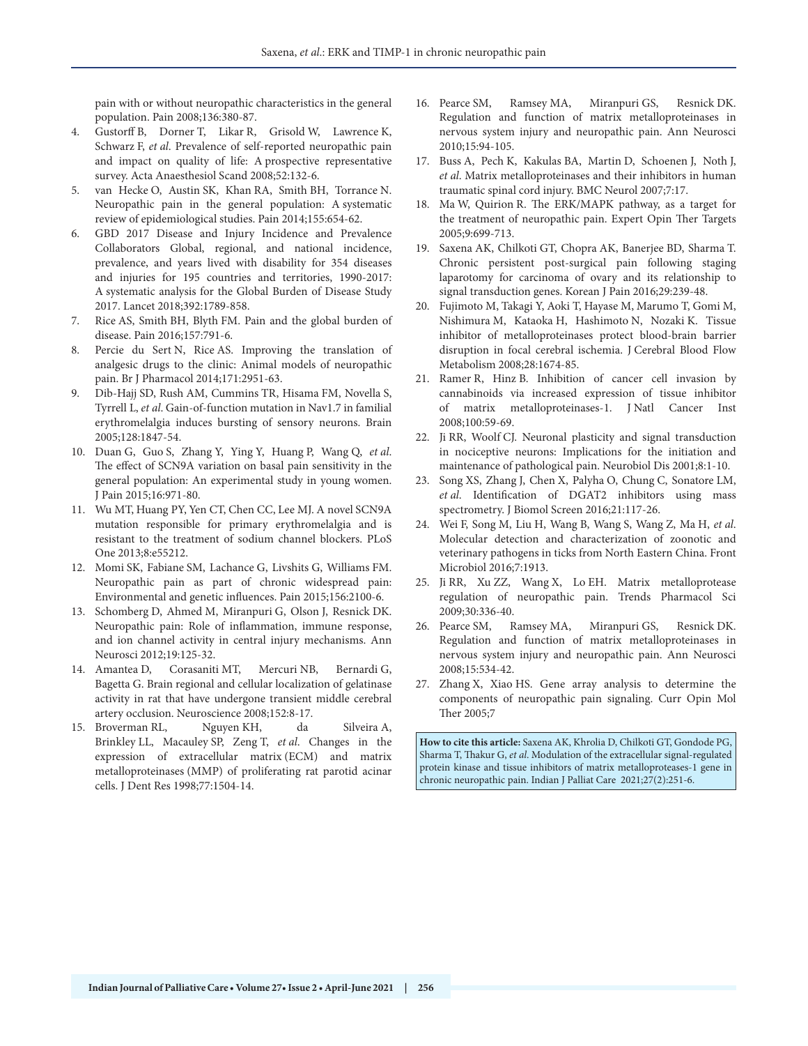pain with or without neuropathic characteristics in the general population. Pain 2008;136:380-87.

4. Gustorff B, Dorner T, Likar R, Grisold W, Lawrence K, Schwarz F, *et al.* Prevalence of self-reported neuropathic pain and impact on quality of life: A prospective representative survey. Acta Anaesthesiol Scand 2008;52:132-6.
5. van Hecke O, Austin SK, Khan RA, Smith BH, Torrance N. Neuropathic pain in the general population: A systematic review of epidemiological studies. Pain 2014;155:654-62.
6. GBD 2017 Disease and Injury Incidence and Prevalence Collaborators Global, regional, and national incidence, prevalence, and years lived with disability for 354 diseases and injuries for 195 countries and territories, 1990-2017: A systematic analysis for the Global Burden of Disease Study 2017. Lancet 2018;392:1789-858.
7. Rice AS, Smith BH, Blyth FM. Pain and the global burden of disease. Pain 2016;157:791-6.
8. Percie du Sert N, Rice AS. Improving the translation of analgesic drugs to the clinic: Animal models of neuropathic pain. Br J Pharmacol 2014;171:2951-63.
9. Dib-Hajj SD, Rush AM, Cummins TR, Hisama FM, Novella S, Tyrrell L, *et al.* Gain-of-function mutation in Nav1.7 in familial erythromelalgia induces bursting of sensory neurons. Brain 2005;128:1847-54.
10. Duan G, Guo S, Zhang Y, Ying Y, Huang P, Wang Q, *et al.* The effect of SCN9A variation on basal pain sensitivity in the general population: An experimental study in young women. J Pain 2015;16:971-80.
11. Wu MT, Huang PY, Yen CT, Chen CC, Lee MJ. A novel SCN9A mutation responsible for primary erythromelalgia and is resistant to the treatment of sodium channel blockers. PLoS One 2013;8:e55212.
12. Momi SK, Fabiane SM, Lachance G, Livshits G, Williams FM. Neuropathic pain as part of chronic widespread pain: Environmental and genetic influences. Pain 2015;156:2100-6.
13. Schomberg D, Ahmed M, Miranpuri G, Olson J, Resnick DK. Neuropathic pain: Role of inflammation, immune response, and ion channel activity in central injury mechanisms. Ann Neurosci 2012;19:125-32.
14. Amantea D, Corasaniti MT, Mercuri NB, Bernardi G, Bagetta G. Brain regional and cellular localization of gelatinase activity in rat that have undergone transient middle cerebral artery occlusion. Neuroscience 2008;152:8-17.
15. Broverman RL, Nguyen KH, da Silveira A, Brinkley LL, Macauley SP, Zeng T, *et al.* Changes in the expression of extracellular matrix (ECM) and matrix metalloproteinases (MMP) of proliferating rat parotid acinar cells. J Dent Res 1998;77:1504-14.
16. Pearce SM, Ramsey MA, Miranpuri GS, Resnick DK. Regulation and function of matrix metalloproteinases in nervous system injury and neuropathic pain. Ann Neurosci 2010;15:94-105.
17. Buss A, Pech K, Kakulas BA, Martin D, Schoenen J, Noth J, *et al.* Matrix metalloproteinases and their inhibitors in human traumatic spinal cord injury. BMC Neurol 2007;7:17.
18. Ma W, Quirion R. The ERK/MAPK pathway, as a target for the treatment of neuropathic pain. Expert Opin Ther Targets 2005;9:699-713.
19. Saxena AK, Chilkoti GT, Chopra AK, Banerjee BD, Sharma T. Chronic persistent post-surgical pain following staging laparotomy for carcinoma of ovary and its relationship to signal transduction genes. Korean J Pain 2016;29:239-48.
20. Fujimoto M, Takagi Y, Aoki T, Hayase M, Marumo T, Gomi M, Nishimura M, Kataoka H, Hashimoto N, Nozaki K. Tissue inhibitor of metalloproteinases protect blood-brain barrier disruption in focal cerebral ischemia. J Cerebral Blood Flow Metabolism 2008;28:1674-85.
21. Ramer R, Hinz B. Inhibition of cancer cell invasion by cannabinoids via increased expression of tissue inhibitor of matrix metalloproteinases-1. J Natl Cancer Inst 2008;100:59-69.
22. Ji RR, Woolf CJ. Neuronal plasticity and signal transduction in nociceptive neurons: Implications for the initiation and maintenance of pathological pain. Neurobiol Dis 2001;8:1-10.
23. Song XS, Zhang J, Chen X, Palyha O, Chung C, Sonatore LM, *et al.* Identification of DGAT2 inhibitors using mass spectrometry. J Biomol Screen 2016;21:117-26.
24. Wei F, Song M, Liu H, Wang B, Wang S, Wang Z, Ma H, *et al.* Molecular detection and characterization of zoonotic and veterinary pathogens in ticks from North Eastern China. Front Microbiol 2016;7:1913.
25. Ji RR, Xu ZZ, Wang X, Lo EH. Matrix metalloprotease regulation of neuropathic pain. Trends Pharmacol Sci 2009;30:336-40.
26. Pearce SM, Ramsey MA, Miranpuri GS, Resnick DK. Regulation and function of matrix metalloproteinases in nervous system injury and neuropathic pain. Ann Neurosci 2008;15:534-42.
27. Zhang X, Xiao HS. Gene array analysis to determine the components of neuropathic pain signaling. Curr Opin Mol Ther 2005;7

**How to cite this article:** Saxena AK, Khrolia D, Chilkoti GT, Gondode PG, Sharma T, Thakur G, *et al.* Modulation of the extracellular signal-regulated protein kinase and tissue inhibitors of matrix metalloproteases-1 gene in chronic neuropathic pain. Indian J Palliat Care 2021;27(2):251-6.